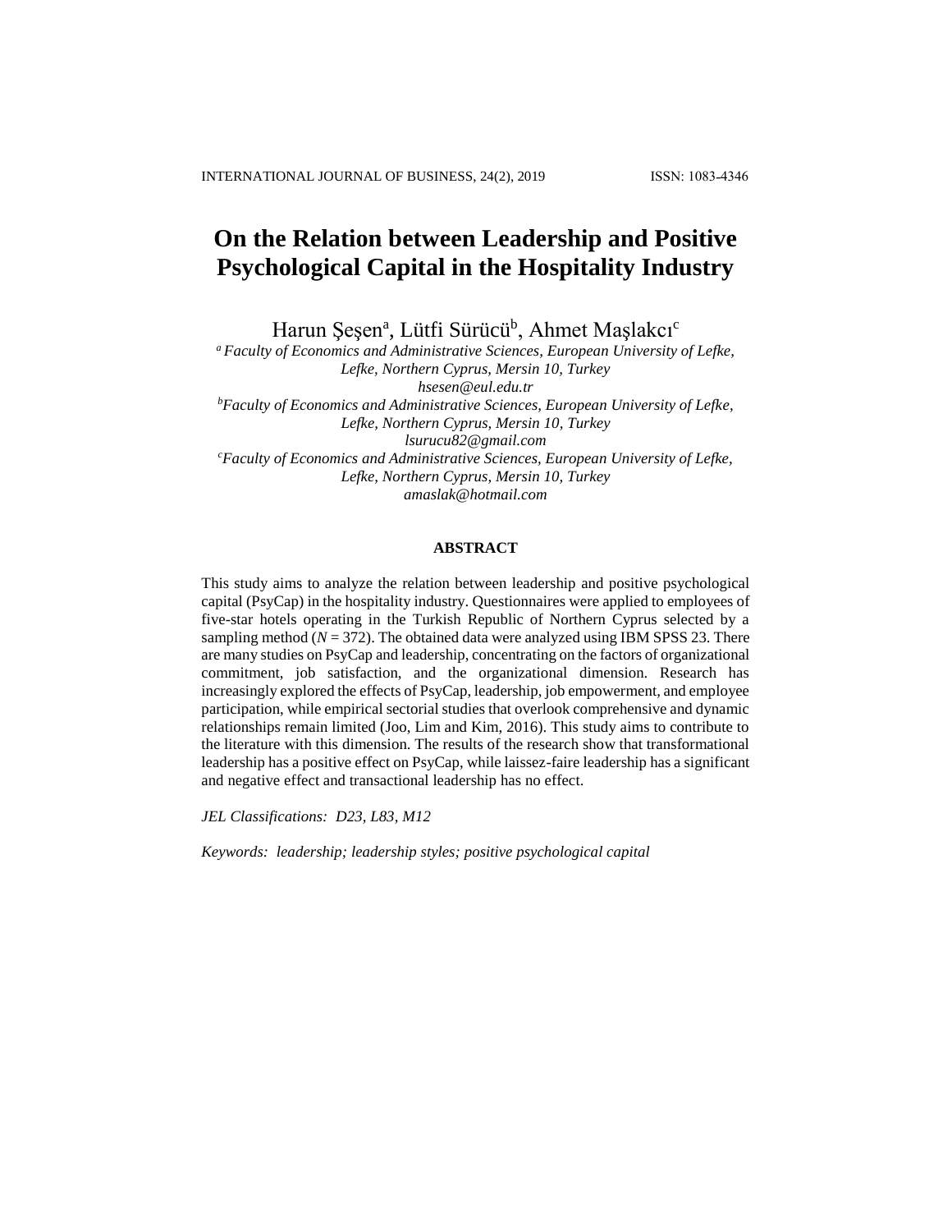# On the Relation between Leadership and Positive Psychological Capital in the Hospitality Industry

Harun Şeşen[a], Lütfi Sürücü[b], Ahmet Maşlakcı[c]

[a] *Faculty of Economics and Administrative Sciences, European University of Lefke, Lefke, Northern Cyprus, Mersin 10, Turkey*
*hsesen@eul.edu.tr*

[b] *Faculty of Economics and Administrative Sciences, European University of Lefke, Lefke, Northern Cyprus, Mersin 10, Turkey*
*lsurucu82@gmail.com*

[c] *Faculty of Economics and Administrative Sciences, European University of Lefke, Lefke, Northern Cyprus, Mersin 10, Turkey*
*amaslak@hotmail.com*

## ABSTRACT

This study aims to analyze the relation between leadership and positive psychological capital (PsyCap) in the hospitality industry. Questionnaires were applied to employees of five-star hotels operating in the Turkish Republic of Northern Cyprus selected by a sampling method ($N = 372$). The obtained data were analyzed using IBM SPSS 23. There are many studies on PsyCap and leadership, concentrating on the factors of organizational commitment, job satisfaction, and the organizational dimension. Research has increasingly explored the effects of PsyCap, leadership, job empowerment, and employee participation, while empirical sectorial studies that overlook comprehensive and dynamic relationships remain limited (Joo, Lim and Kim, 2016). This study aims to contribute to the literature with this dimension. The results of the research show that transformational leadership has a positive effect on PsyCap, while laissez-faire leadership has a significant and negative effect and transactional leadership has no effect.

*JEL Classifications: D23, L83, M12*

*Keywords: leadership; leadership styles; positive psychological capital*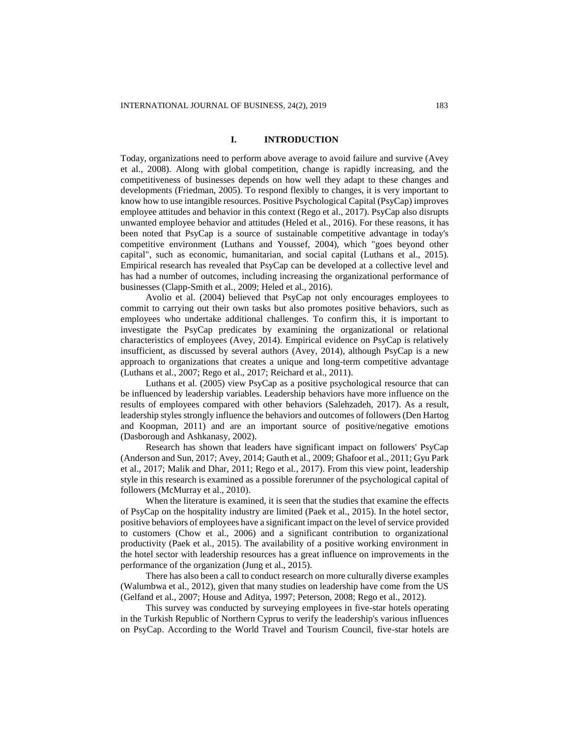## I. INTRODUCTION

Today, organizations need to perform above average to avoid failure and survive (Avey et al., 2008). Along with global competition, change is rapidly increasing, and the competitiveness of businesses depends on how well they adapt to these changes and developments (Friedman, 2005). To respond flexibly to changes, it is very important to know how to use intangible resources. Positive Psychological Capital (PsyCap) improves employee attitudes and behavior in this context (Rego et al., 2017). PsyCap also disrupts unwanted employee behavior and attitudes (Heled et al., 2016). For these reasons, it has been noted that PsyCap is a source of sustainable competitive advantage in today's competitive environment (Luthans and Youssef, 2004), which "goes beyond other capital", such as economic, humanitarian, and social capital (Luthans et al., 2015). Empirical research has revealed that PsyCap can be developed at a collective level and has had a number of outcomes, including increasing the organizational performance of businesses (Clapp-Smith et al., 2009; Heled et al., 2016).

Avolio et al. (2004) believed that PsyCap not only encourages employees to commit to carrying out their own tasks but also promotes positive behaviors, such as employees who undertake additional challenges. To confirm this, it is important to investigate the PsyCap predicates by examining the organizational or relational characteristics of employees (Avey, 2014). Empirical evidence on PsyCap is relatively insufficient, as discussed by several authors (Avey, 2014), although PsyCap is a new approach to organizations that creates a unique and long-term competitive advantage (Luthans et al., 2007; Rego et al., 2017; Reichard et al., 2011).

Luthans et al. (2005) view PsyCap as a positive psychological resource that can be influenced by leadership variables. Leadership behaviors have more influence on the results of employees compared with other behaviors (Salehzadeh, 2017). As a result, leadership styles strongly influence the behaviors and outcomes of followers (Den Hartog and Koopman, 2011) and are an important source of positive/negative emotions (Dasborough and Ashkanasy, 2002).

Research has shown that leaders have significant impact on followers' PsyCap (Anderson and Sun, 2017; Avey, 2014; Gauth et al., 2009; Ghafoor et al., 2011; Gyu Park et al., 2017; Malik and Dhar, 2011; Rego et al., 2017). From this view point, leadership style in this research is examined as a possible forerunner of the psychological capital of followers (McMurray et al., 2010).

When the literature is examined, it is seen that the studies that examine the effects of PsyCap on the hospitality industry are limited (Paek et al., 2015). In the hotel sector, positive behaviors of employees have a significant impact on the level of service provided to customers (Chow et al., 2006) and a significant contribution to organizational productivity (Paek et al., 2015). The availability of a positive working environment in the hotel sector with leadership resources has a great influence on improvements in the performance of the organization (Jung et al., 2015).

There has also been a call to conduct research on more culturally diverse examples (Walumbwa et al., 2012), given that many studies on leadership have come from the US (Gelfand et al., 2007; House and Aditya, 1997; Peterson, 2008; Rego et al., 2012).

This survey was conducted by surveying employees in five-star hotels operating in the Turkish Republic of Northern Cyprus to verify the leadership's various influences on PsyCap. According to the World Travel and Tourism Council, five-star hotels are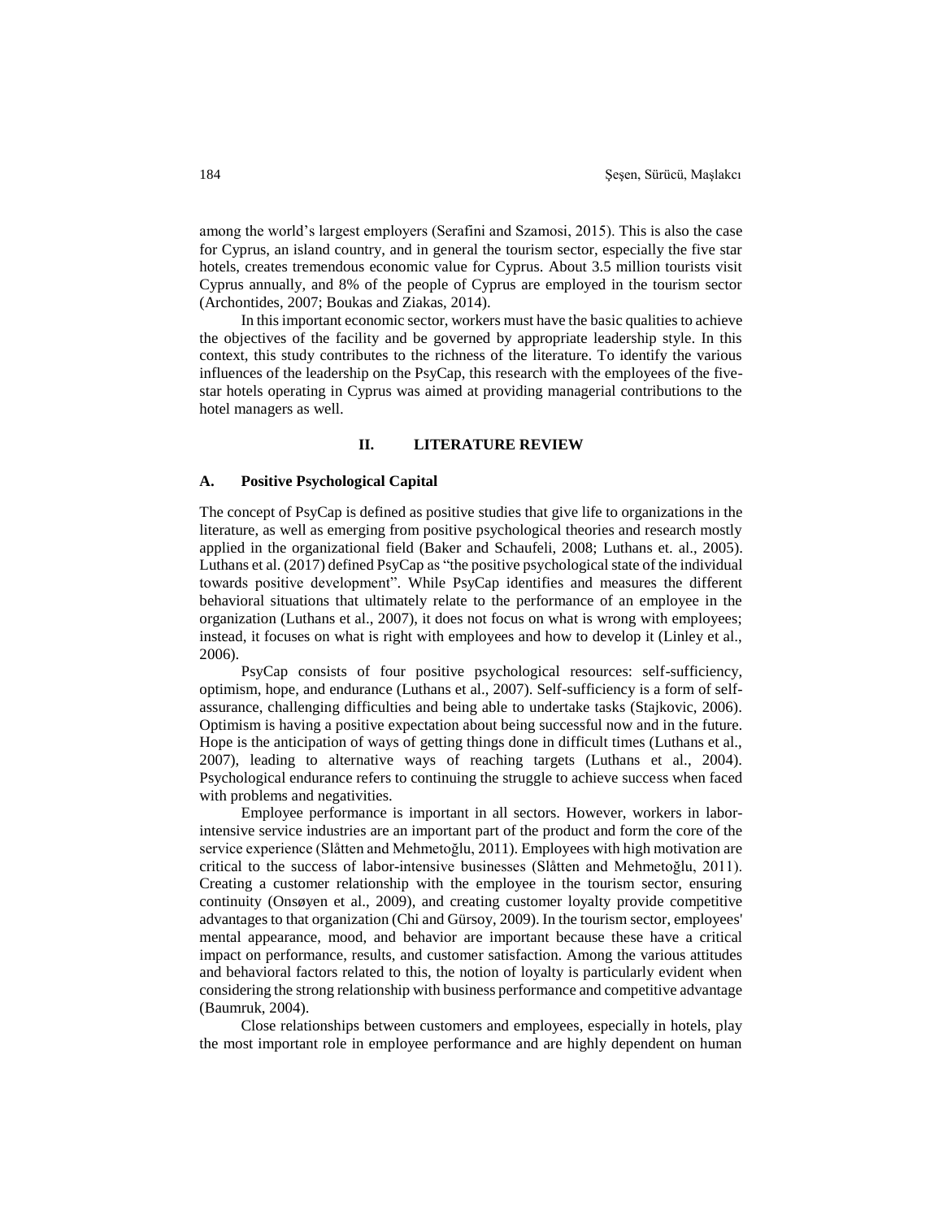among the world's largest employers (Serafini and Szamosi, 2015). This is also the case for Cyprus, an island country, and in general the tourism sector, especially the five star hotels, creates tremendous economic value for Cyprus. About 3.5 million tourists visit Cyprus annually, and 8% of the people of Cyprus are employed in the tourism sector (Archontides, 2007; Boukas and Ziakas, 2014).

In this important economic sector, workers must have the basic qualities to achieve the objectives of the facility and be governed by appropriate leadership style. In this context, this study contributes to the richness of the literature. To identify the various influences of the leadership on the PsyCap, this research with the employees of the five-star hotels operating in Cyprus was aimed at providing managerial contributions to the hotel managers as well.

## II. LITERATURE REVIEW

### A. Positive Psychological Capital

The concept of PsyCap is defined as positive studies that give life to organizations in the literature, as well as emerging from positive psychological theories and research mostly applied in the organizational field (Baker and Schaufeli, 2008; Luthans et. al., 2005). Luthans et al. (2017) defined PsyCap as "the positive psychological state of the individual towards positive development". While PsyCap identifies and measures the different behavioral situations that ultimately relate to the performance of an employee in the organization (Luthans et al., 2007), it does not focus on what is wrong with employees; instead, it focuses on what is right with employees and how to develop it (Linley et al., 2006).

PsyCap consists of four positive psychological resources: self-sufficiency, optimism, hope, and endurance (Luthans et al., 2007). Self-sufficiency is a form of self-assurance, challenging difficulties and being able to undertake tasks (Stajkovic, 2006). Optimism is having a positive expectation about being successful now and in the future. Hope is the anticipation of ways of getting things done in difficult times (Luthans et al., 2007), leading to alternative ways of reaching targets (Luthans et al., 2004). Psychological endurance refers to continuing the struggle to achieve success when faced with problems and negativities.

Employee performance is important in all sectors. However, workers in labor-intensive service industries are an important part of the product and form the core of the service experience (Slåtten and Mehmetoğlu, 2011). Employees with high motivation are critical to the success of labor-intensive businesses (Slåtten and Mehmetoğlu, 2011). Creating a customer relationship with the employee in the tourism sector, ensuring continuity (Onsøyen et al., 2009), and creating customer loyalty provide competitive advantages to that organization (Chi and Gürsoy, 2009). In the tourism sector, employees' mental appearance, mood, and behavior are important because these have a critical impact on performance, results, and customer satisfaction. Among the various attitudes and behavioral factors related to this, the notion of loyalty is particularly evident when considering the strong relationship with business performance and competitive advantage (Baumruk, 2004).

Close relationships between customers and employees, especially in hotels, play the most important role in employee performance and are highly dependent on human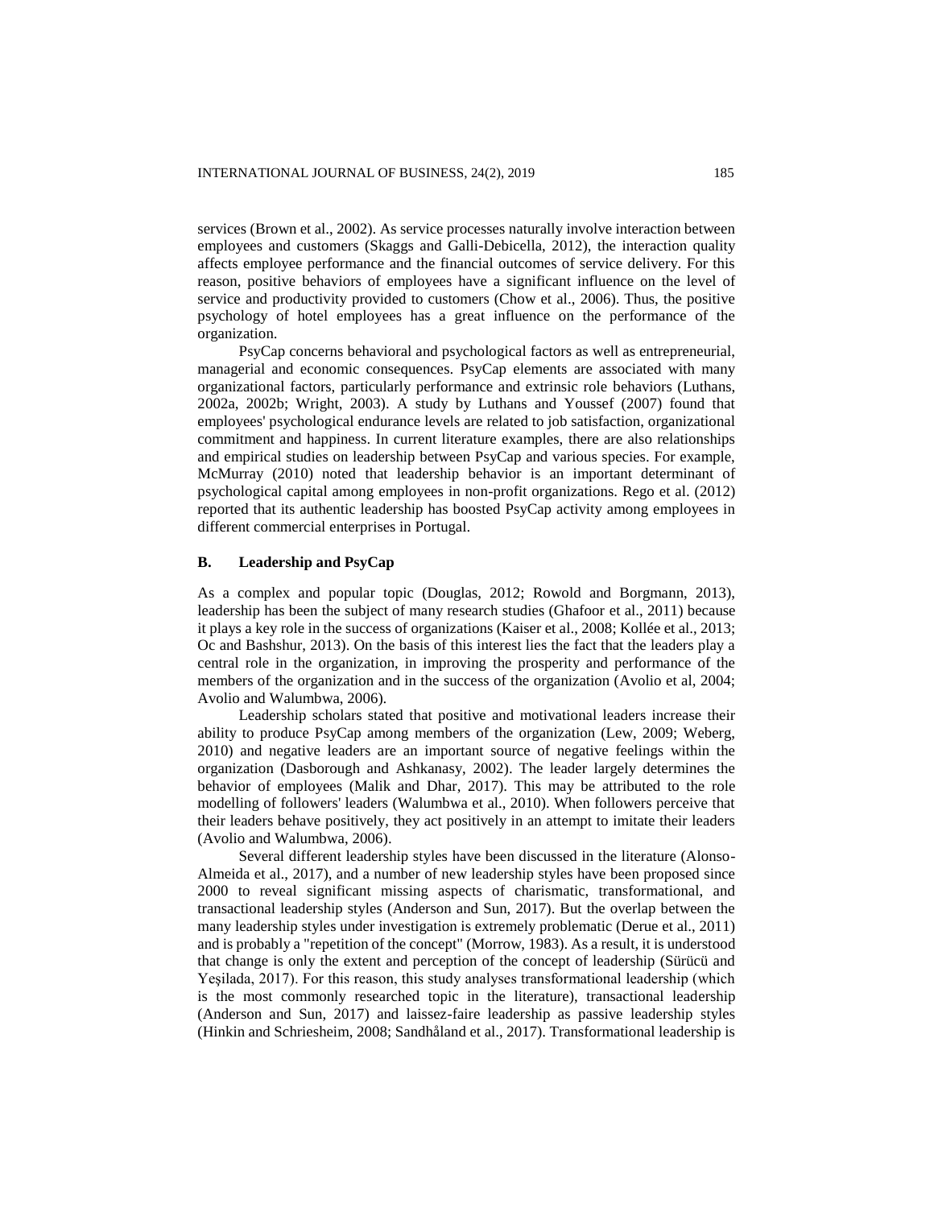services (Brown et al., 2002). As service processes naturally involve interaction between employees and customers (Skaggs and Galli-Debicella, 2012), the interaction quality affects employee performance and the financial outcomes of service delivery. For this reason, positive behaviors of employees have a significant influence on the level of service and productivity provided to customers (Chow et al., 2006). Thus, the positive psychology of hotel employees has a great influence on the performance of the organization.

PsyCap concerns behavioral and psychological factors as well as entrepreneurial, managerial and economic consequences. PsyCap elements are associated with many organizational factors, particularly performance and extrinsic role behaviors (Luthans, 2002a, 2002b; Wright, 2003). A study by Luthans and Youssef (2007) found that employees' psychological endurance levels are related to job satisfaction, organizational commitment and happiness. In current literature examples, there are also relationships and empirical studies on leadership between PsyCap and various species. For example, McMurray (2010) noted that leadership behavior is an important determinant of psychological capital among employees in non-profit organizations. Rego et al. (2012) reported that its authentic leadership has boosted PsyCap activity among employees in different commercial enterprises in Portugal.

### B. Leadership and PsyCap

As a complex and popular topic (Douglas, 2012; Rowold and Borgmann, 2013), leadership has been the subject of many research studies (Ghafoor et al., 2011) because it plays a key role in the success of organizations (Kaiser et al., 2008; Kollée et al., 2013; Oc and Bashshur, 2013). On the basis of this interest lies the fact that the leaders play a central role in the organization, in improving the prosperity and performance of the members of the organization and in the success of the organization (Avolio et al, 2004; Avolio and Walumbwa, 2006).

Leadership scholars stated that positive and motivational leaders increase their ability to produce PsyCap among members of the organization (Lew, 2009; Weberg, 2010) and negative leaders are an important source of negative feelings within the organization (Dasborough and Ashkanasy, 2002). The leader largely determines the behavior of employees (Malik and Dhar, 2017). This may be attributed to the role modelling of followers' leaders (Walumbwa et al., 2010). When followers perceive that their leaders behave positively, they act positively in an attempt to imitate their leaders (Avolio and Walumbwa, 2006).

Several different leadership styles have been discussed in the literature (Alonso-Almeida et al., 2017), and a number of new leadership styles have been proposed since 2000 to reveal significant missing aspects of charismatic, transformational, and transactional leadership styles (Anderson and Sun, 2017). But the overlap between the many leadership styles under investigation is extremely problematic (Derue et al., 2011) and is probably a "repetition of the concept" (Morrow, 1983). As a result, it is understood that change is only the extent and perception of the concept of leadership (Sürücü and Yeşilada, 2017). For this reason, this study analyses transformational leadership (which is the most commonly researched topic in the literature), transactional leadership (Anderson and Sun, 2017) and laissez-faire leadership as passive leadership styles (Hinkin and Schriesheim, 2008; Sandhåland et al., 2017). Transformational leadership is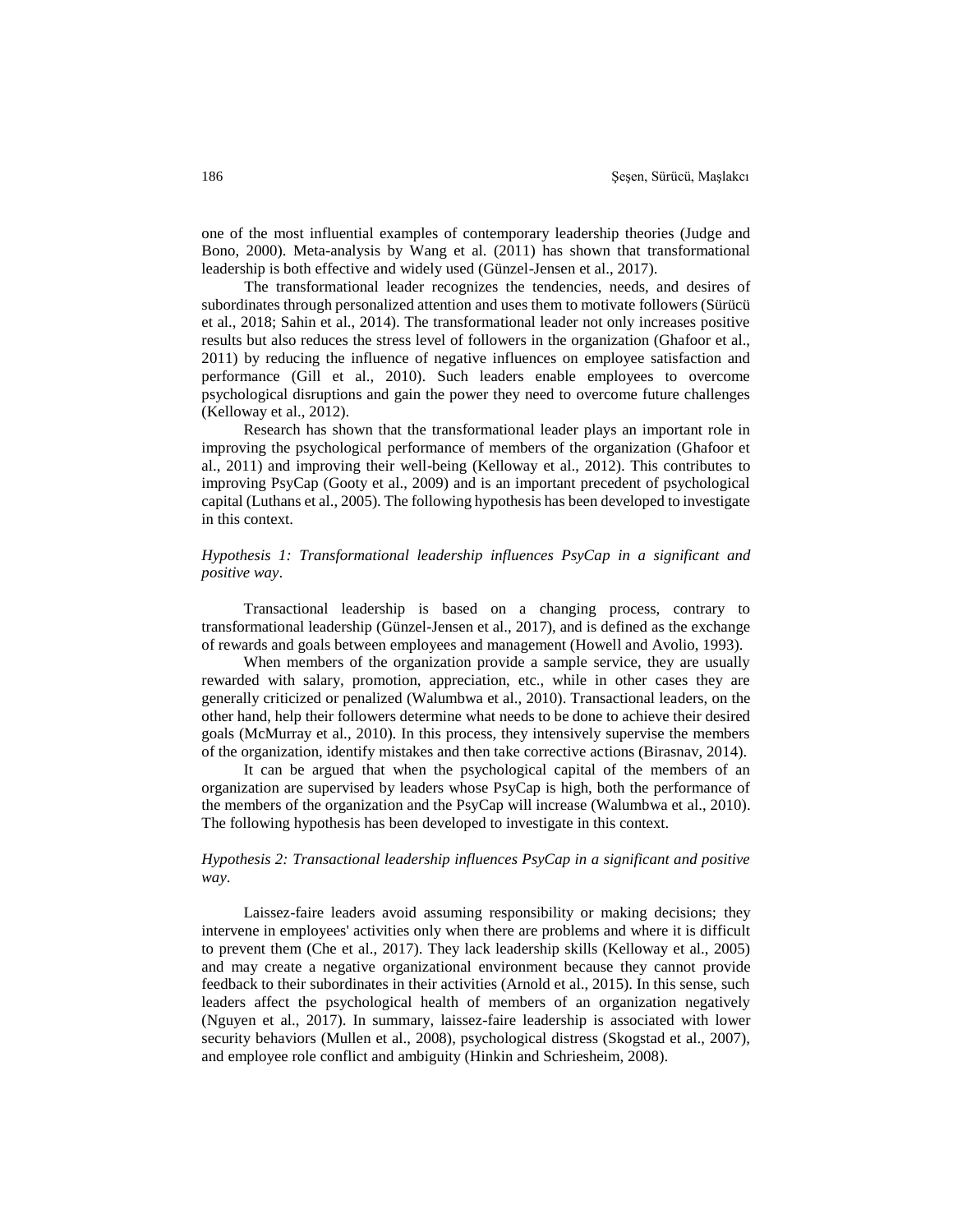one of the most influential examples of contemporary leadership theories (Judge and Bono, 2000). Meta-analysis by Wang et al. (2011) has shown that transformational leadership is both effective and widely used (Günzel-Jensen et al., 2017).

The transformational leader recognizes the tendencies, needs, and desires of subordinates through personalized attention and uses them to motivate followers (Sürücü et al., 2018; Sahin et al., 2014). The transformational leader not only increases positive results but also reduces the stress level of followers in the organization (Ghafoor et al., 2011) by reducing the influence of negative influences on employee satisfaction and performance (Gill et al., 2010). Such leaders enable employees to overcome psychological disruptions and gain the power they need to overcome future challenges (Kelloway et al., 2012).

Research has shown that the transformational leader plays an important role in improving the psychological performance of members of the organization (Ghafoor et al., 2011) and improving their well-being (Kelloway et al., 2012). This contributes to improving PsyCap (Gooty et al., 2009) and is an important precedent of psychological capital (Luthans et al., 2005). The following hypothesis has been developed to investigate in this context.

*Hypothesis 1: Transformational leadership influences PsyCap in a significant and positive way*.

Transactional leadership is based on a changing process, contrary to transformational leadership (Günzel-Jensen et al., 2017), and is defined as the exchange of rewards and goals between employees and management (Howell and Avolio, 1993).

When members of the organization provide a sample service, they are usually rewarded with salary, promotion, appreciation, etc., while in other cases they are generally criticized or penalized (Walumbwa et al., 2010). Transactional leaders, on the other hand, help their followers determine what needs to be done to achieve their desired goals (McMurray et al., 2010). In this process, they intensively supervise the members of the organization, identify mistakes and then take corrective actions (Birasnav, 2014).

It can be argued that when the psychological capital of the members of an organization are supervised by leaders whose PsyCap is high, both the performance of the members of the organization and the PsyCap will increase (Walumbwa et al., 2010). The following hypothesis has been developed to investigate in this context.

*Hypothesis 2: Transactional leadership influences PsyCap in a significant and positive way*.

Laissez-faire leaders avoid assuming responsibility or making decisions; they intervene in employees' activities only when there are problems and where it is difficult to prevent them (Che et al., 2017). They lack leadership skills (Kelloway et al., 2005) and may create a negative organizational environment because they cannot provide feedback to their subordinates in their activities (Arnold et al., 2015). In this sense, such leaders affect the psychological health of members of an organization negatively (Nguyen et al., 2017). In summary, laissez-faire leadership is associated with lower security behaviors (Mullen et al., 2008), psychological distress (Skogstad et al., 2007), and employee role conflict and ambiguity (Hinkin and Schriesheim, 2008).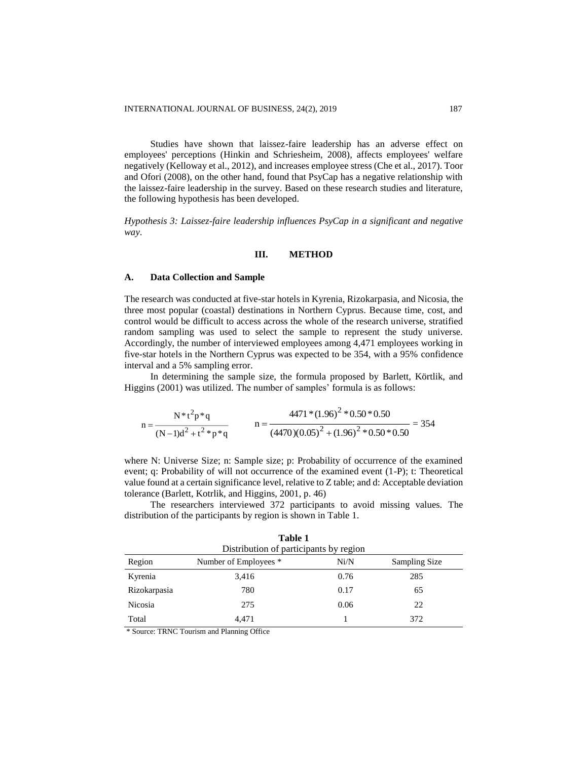Studies have shown that laissez-faire leadership has an adverse effect on employees' perceptions (Hinkin and Schriesheim, 2008), affects employees' welfare negatively (Kelloway et al., 2012), and increases employee stress (Che et al., 2017). Toor and Ofori (2008), on the other hand, found that PsyCap has a negative relationship with the laissez-faire leadership in the survey. Based on these research studies and literature, the following hypothesis has been developed.

*Hypothesis 3: Laissez-faire leadership influences PsyCap in a significant and negative way.*

## III. METHOD

### A. Data Collection and Sample

The research was conducted at five-star hotels in Kyrenia, Rizokarpasia, and Nicosia, the three most popular (coastal) destinations in Northern Cyprus. Because time, cost, and control would be difficult to access across the whole of the research universe, stratified random sampling was used to select the sample to represent the study universe. Accordingly, the number of interviewed employees among 4,471 employees working in five-star hotels in the Northern Cyprus was expected to be 354, with a 95% confidence interval and a 5% sampling error.

In determining the sample size, the formula proposed by Barlett, Körtlik, and Higgins (2001) was utilized. The number of samples' formula is as follows:

$$n = \frac{N * t^2 p * q}{(N-1)d^2 + t^2 * p * q} \qquad n = \frac{4471 * (1.96)^2 * 0.50 * 0.50}{(4470)(0.05)^2 + (1.96)^2 * 0.50 * 0.50} = 354$$

where N: Universe Size; n: Sample size; p: Probability of occurrence of the examined event; q: Probability of will not occurrence of the examined event (1-P); t: Theoretical value found at a certain significance level, relative to Z table; and d: Acceptable deviation tolerance (Barlett, Kotrlik, and Higgins, 2001, p. 46)

The researchers interviewed 372 participants to avoid missing values. The distribution of the participants by region is shown in Table 1.

**Table 1**
Distribution of participants by region

| Region | Number of Employees * | Ni/N | Sampling Size |
|---|---|---|---|
| Kyrenia | 3,416 | 0.76 | 285 |
| Rizokarpasia | 780 | 0.17 | 65 |
| Nicosia | 275 | 0.06 | 22 |
| Total | 4,471 | 1 | 372 |

\* Source: TRNC Tourism and Planning Office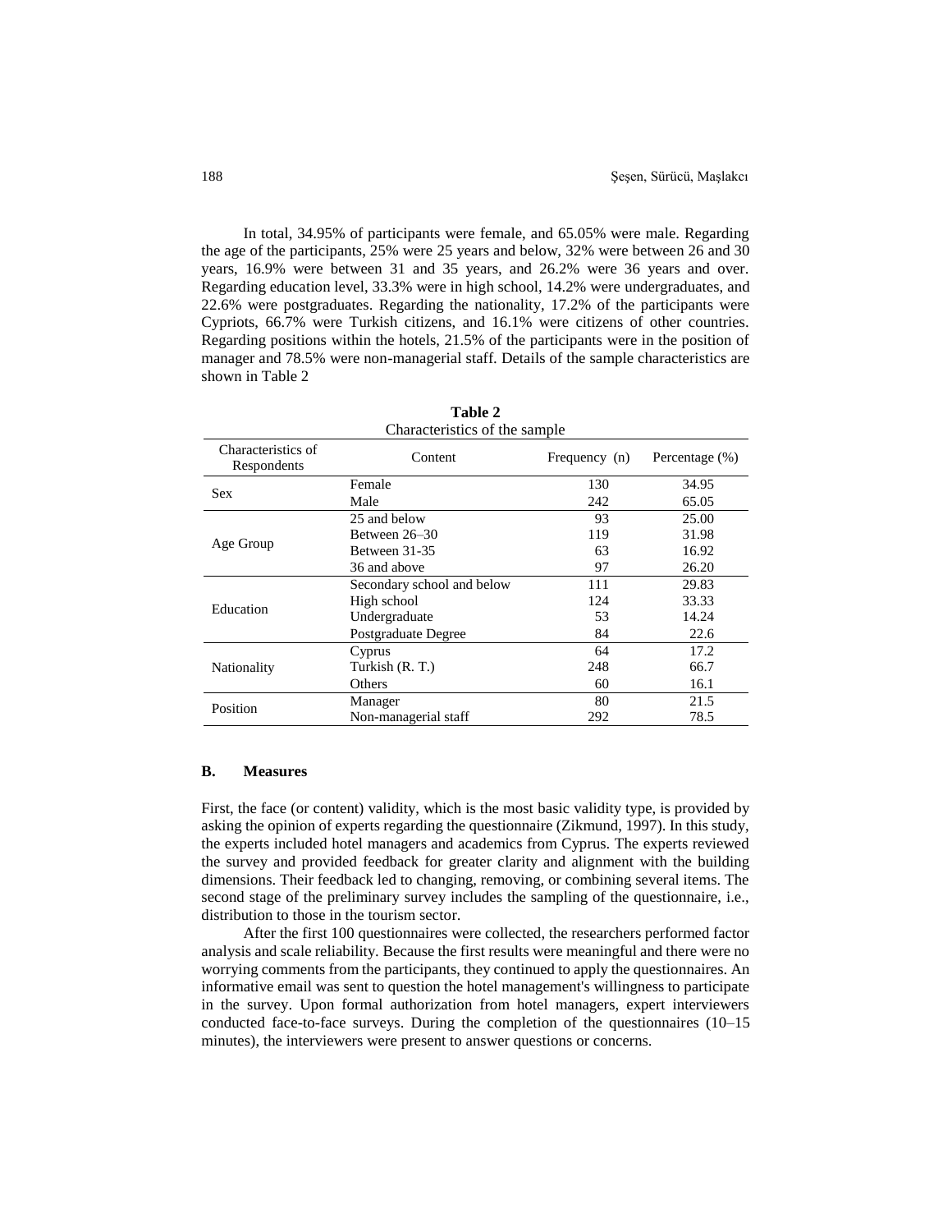In total, 34.95% of participants were female, and 65.05% were male. Regarding the age of the participants, 25% were 25 years and below, 32% were between 26 and 30 years, 16.9% were between 31 and 35 years, and 26.2% were 36 years and over. Regarding education level, 33.3% were in high school, 14.2% were undergraduates, and 22.6% were postgraduates. Regarding the nationality, 17.2% of the participants were Cypriots, 66.7% were Turkish citizens, and 16.1% were citizens of other countries. Regarding positions within the hotels, 21.5% of the participants were in the position of manager and 78.5% were non-managerial staff. Details of the sample characteristics are shown in Table 2

**Table 2**
Characteristics of the sample

| Characteristics of Respondents | Content | Frequency (n) | Percentage (%) |
|---|---|---|---|
| Sex | Female | 130 | 34.95 |
| | Male | 242 | 65.05 |
| Age Group | 25 and below | 93 | 25.00 |
| | Between 26–30 | 119 | 31.98 |
| | Between 31-35 | 63 | 16.92 |
| | 36 and above | 97 | 26.20 |
| Education | Secondary school and below | 111 | 29.83 |
| | High school | 124 | 33.33 |
| | Undergraduate | 53 | 14.24 |
| | Postgraduate Degree | 84 | 22.6 |
| Nationality | Cyprus | 64 | 17.2 |
| | Turkish (R. T.) | 248 | 66.7 |
| | Others | 60 | 16.1 |
| Position | Manager | 80 | 21.5 |
| | Non-managerial staff | 292 | 78.5 |

### B. Measures

First, the face (or content) validity, which is the most basic validity type, is provided by asking the opinion of experts regarding the questionnaire (Zikmund, 1997). In this study, the experts included hotel managers and academics from Cyprus. The experts reviewed the survey and provided feedback for greater clarity and alignment with the building dimensions. Their feedback led to changing, removing, or combining several items. The second stage of the preliminary survey includes the sampling of the questionnaire, i.e., distribution to those in the tourism sector.

After the first 100 questionnaires were collected, the researchers performed factor analysis and scale reliability. Because the first results were meaningful and there were no worrying comments from the participants, they continued to apply the questionnaires. An informative email was sent to question the hotel management's willingness to participate in the survey. Upon formal authorization from hotel managers, expert interviewers conducted face-to-face surveys. During the completion of the questionnaires (10–15 minutes), the interviewers were present to answer questions or concerns.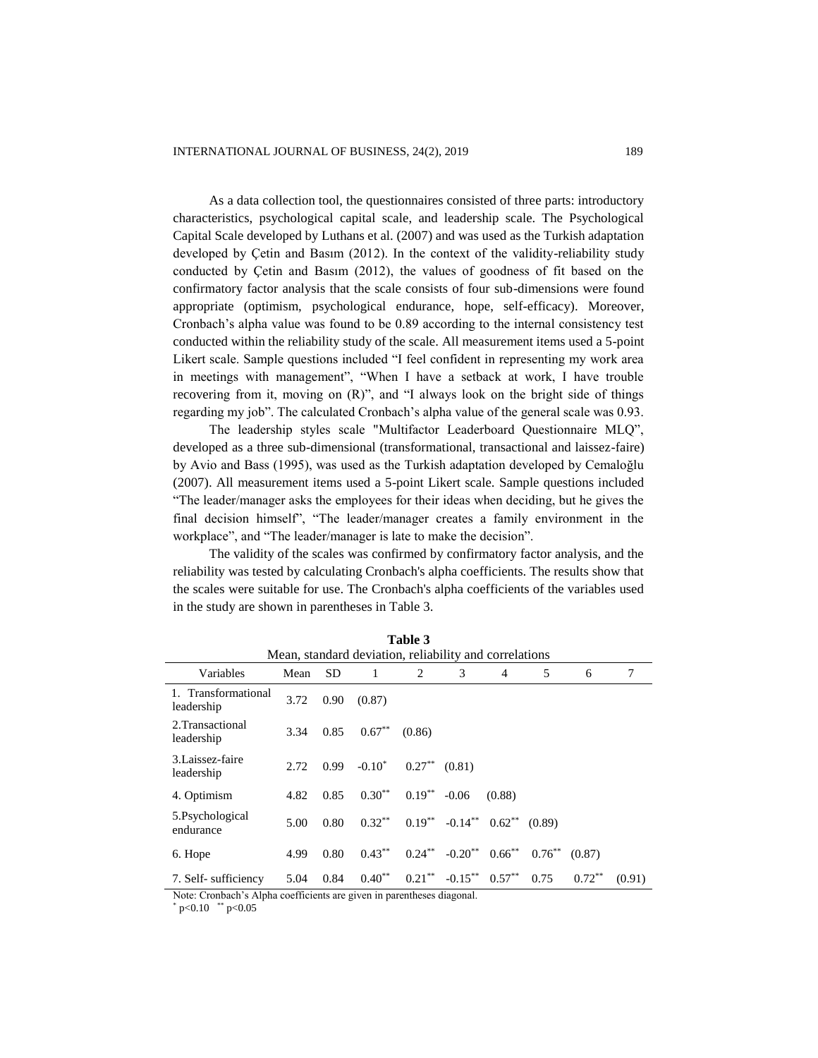As a data collection tool, the questionnaires consisted of three parts: introductory characteristics, psychological capital scale, and leadership scale. The Psychological Capital Scale developed by Luthans et al. (2007) and was used as the Turkish adaptation developed by Çetin and Basım (2012). In the context of the validity-reliability study conducted by Çetin and Basım (2012), the values of goodness of fit based on the confirmatory factor analysis that the scale consists of four sub-dimensions were found appropriate (optimism, psychological endurance, hope, self-efficacy). Moreover, Cronbach's alpha value was found to be 0.89 according to the internal consistency test conducted within the reliability study of the scale. All measurement items used a 5-point Likert scale. Sample questions included "I feel confident in representing my work area in meetings with management", "When I have a setback at work, I have trouble recovering from it, moving on (R)", and "I always look on the bright side of things regarding my job". The calculated Cronbach's alpha value of the general scale was 0.93.

The leadership styles scale "Multifactor Leaderboard Questionnaire MLQ", developed as a three sub-dimensional (transformational, transactional and laissez-faire) by Avio and Bass (1995), was used as the Turkish adaptation developed by Cemaloğlu (2007). All measurement items used a 5-point Likert scale. Sample questions included "The leader/manager asks the employees for their ideas when deciding, but he gives the final decision himself", "The leader/manager creates a family environment in the workplace", and "The leader/manager is late to make the decision".

The validity of the scales was confirmed by confirmatory factor analysis, and the reliability was tested by calculating Cronbach's alpha coefficients. The results show that the scales were suitable for use. The Cronbach's alpha coefficients of the variables used in the study are shown in parentheses in Table 3.

**Table 3**
Mean, standard deviation, reliability and correlations

| Variables | Mean | SD | 1 | 2 | 3 | 4 | 5 | 6 | 7 |
|---|---|---|---|---|---|---|---|---|---|
| 1. Transformational leadership | 3.72 | 0.90 | (0.87) | | | | | | |
| 2.Transactional leadership | 3.34 | 0.85 | 0.67** | (0.86) | | | | | |
| 3.Laissez-faire leadership | 2.72 | 0.99 | -0.10* | 0.27** | (0.81) | | | | |
| 4. Optimism | 4.82 | 0.85 | 0.30** | 0.19** | -0.06 | (0.88) | | | |
| 5.Psychological endurance | 5.00 | 0.80 | 0.32** | 0.19** | -0.14** | 0.62** | (0.89) | | |
| 6. Hope | 4.99 | 0.80 | 0.43** | 0.24** | -0.20** | 0.66** | 0.76** | (0.87) | |
| 7. Self- sufficiency | 5.04 | 0.84 | 0.40** | 0.21** | -0.15** | 0.57** | 0.75 | 0.72** | (0.91) |

Note: Cronbach's Alpha coefficients are given in parentheses diagonal.
* $p<0.10$ ** $p<0.05$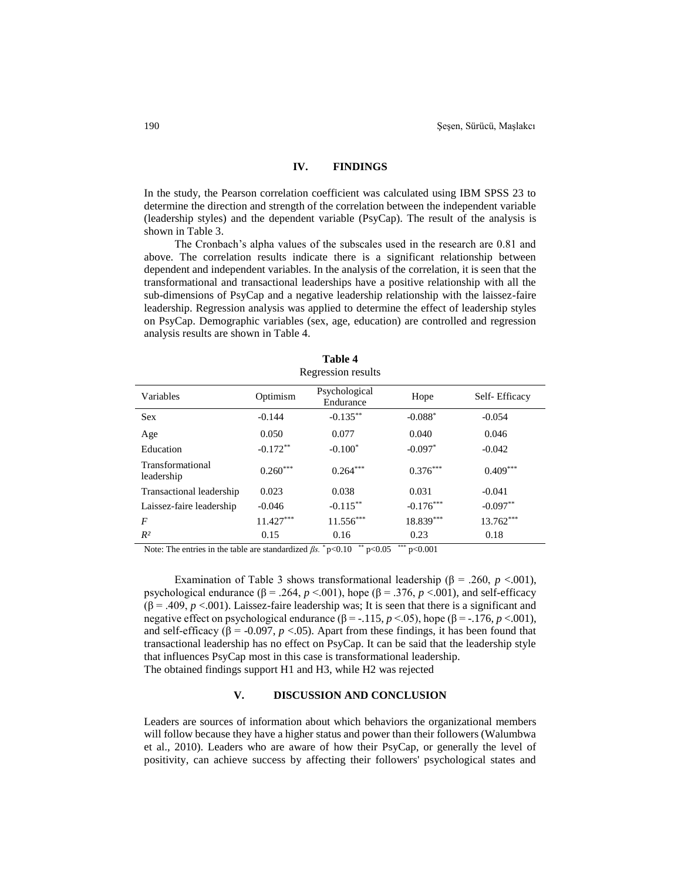## IV. FINDINGS

In the study, the Pearson correlation coefficient was calculated using IBM SPSS 23 to determine the direction and strength of the correlation between the independent variable (leadership styles) and the dependent variable (PsyCap). The result of the analysis is shown in Table 3.

The Cronbach's alpha values of the subscales used in the research are 0.81 and above. The correlation results indicate there is a significant relationship between dependent and independent variables. In the analysis of the correlation, it is seen that the transformational and transactional leaderships have a positive relationship with all the sub-dimensions of PsyCap and a negative leadership relationship with the laissez-faire leadership. Regression analysis was applied to determine the effect of leadership styles on PsyCap. Demographic variables (sex, age, education) are controlled and regression analysis results are shown in Table 4.

**Table 4**
Regression results

| Variables | Optimism | Psychological Endurance | Hope | Self- Efficacy |
|---|---|---|---|---|
| Sex | -0.144 | $-0.135^{**}$ | $-0.088^{*}$ | -0.054 |
| Age | 0.050 | 0.077 | 0.040 | 0.046 |
| Education | $-0.172^{**}$ | $-0.100^{*}$ | $-0.097^{*}$ | -0.042 |
| Transformational leadership | $0.260^{***}$ | $0.264^{***}$ | $0.376^{***}$ | $0.409^{***}$ |
| Transactional leadership | 0.023 | 0.038 | 0.031 | -0.041 |
| Laissez-faire leadership | -0.046 | $-0.115^{**}$ | $-0.176^{***}$ | $-0.097^{**}$ |
| $F$ | $11.427^{***}$ | $11.556^{***}$ | $18.839^{***}$ | $13.762^{***}$ |
| $R^2$ | 0.15 | 0.16 | 0.23 | 0.18 |

Note: The entries in the table are standardized *βs.* $^{*}p<0.10$ $^{**}p<0.05$ $^{***}p<0.001$

Examination of Table 3 shows transformational leadership ($\beta = .260$, $p < .001$), psychological endurance ($\beta = .264$, $p < .001$), hope ($\beta = .376$, $p < .001$), and self-efficacy ($\beta = .409$, $p < .001$). Laissez-faire leadership was; It is seen that there is a significant and negative effect on psychological endurance ($\beta = -.115$, $p < .05$), hope ($\beta = -.176$, $p < .001$), and self-efficacy ($\beta = -0.097$, $p < .05$). Apart from these findings, it has been found that transactional leadership has no effect on PsyCap. It can be said that the leadership style that influences PsyCap most in this case is transformational leadership.
The obtained findings support H1 and H3, while H2 was rejected

## V. DISCUSSION AND CONCLUSION

Leaders are sources of information about which behaviors the organizational members will follow because they have a higher status and power than their followers (Walumbwa et al., 2010). Leaders who are aware of how their PsyCap, or generally the level of positivity, can achieve success by affecting their followers' psychological states and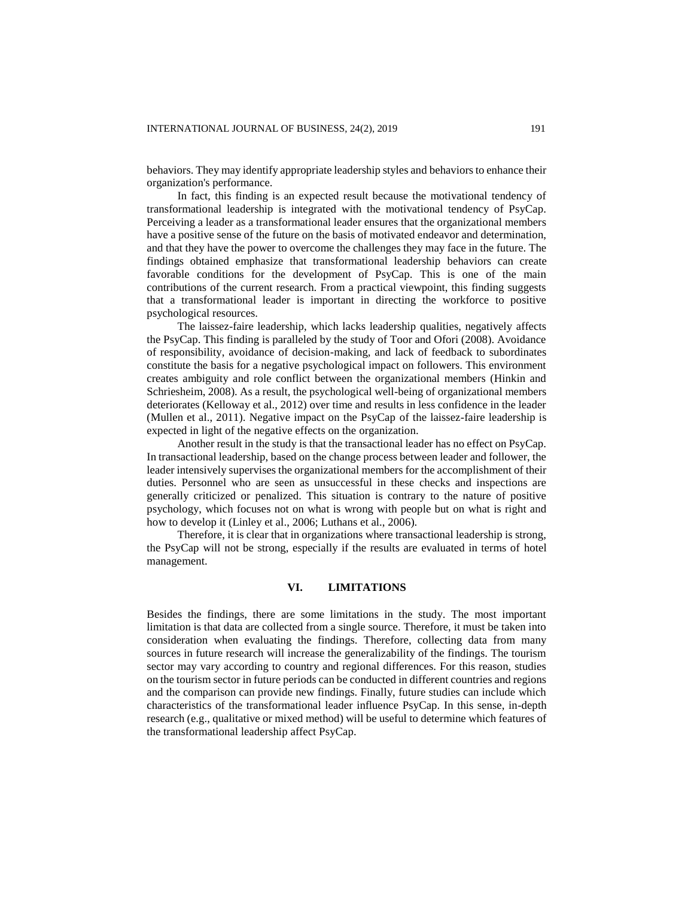behaviors. They may identify appropriate leadership styles and behaviors to enhance their organization's performance.

In fact, this finding is an expected result because the motivational tendency of transformational leadership is integrated with the motivational tendency of PsyCap. Perceiving a leader as a transformational leader ensures that the organizational members have a positive sense of the future on the basis of motivated endeavor and determination, and that they have the power to overcome the challenges they may face in the future. The findings obtained emphasize that transformational leadership behaviors can create favorable conditions for the development of PsyCap. This is one of the main contributions of the current research. From a practical viewpoint, this finding suggests that a transformational leader is important in directing the workforce to positive psychological resources.

The laissez-faire leadership, which lacks leadership qualities, negatively affects the PsyCap. This finding is paralleled by the study of Toor and Ofori (2008). Avoidance of responsibility, avoidance of decision-making, and lack of feedback to subordinates constitute the basis for a negative psychological impact on followers. This environment creates ambiguity and role conflict between the organizational members (Hinkin and Schriesheim, 2008). As a result, the psychological well-being of organizational members deteriorates (Kelloway et al., 2012) over time and results in less confidence in the leader (Mullen et al., 2011). Negative impact on the PsyCap of the laissez-faire leadership is expected in light of the negative effects on the organization.

Another result in the study is that the transactional leader has no effect on PsyCap. In transactional leadership, based on the change process between leader and follower, the leader intensively supervises the organizational members for the accomplishment of their duties. Personnel who are seen as unsuccessful in these checks and inspections are generally criticized or penalized. This situation is contrary to the nature of positive psychology, which focuses not on what is wrong with people but on what is right and how to develop it (Linley et al., 2006; Luthans et al., 2006).

Therefore, it is clear that in organizations where transactional leadership is strong, the PsyCap will not be strong, especially if the results are evaluated in terms of hotel management.

## VI. LIMITATIONS

Besides the findings, there are some limitations in the study. The most important limitation is that data are collected from a single source. Therefore, it must be taken into consideration when evaluating the findings. Therefore, collecting data from many sources in future research will increase the generalizability of the findings. The tourism sector may vary according to country and regional differences. For this reason, studies on the tourism sector in future periods can be conducted in different countries and regions and the comparison can provide new findings. Finally, future studies can include which characteristics of the transformational leader influence PsyCap. In this sense, in-depth research (e.g., qualitative or mixed method) will be useful to determine which features of the transformational leadership affect PsyCap.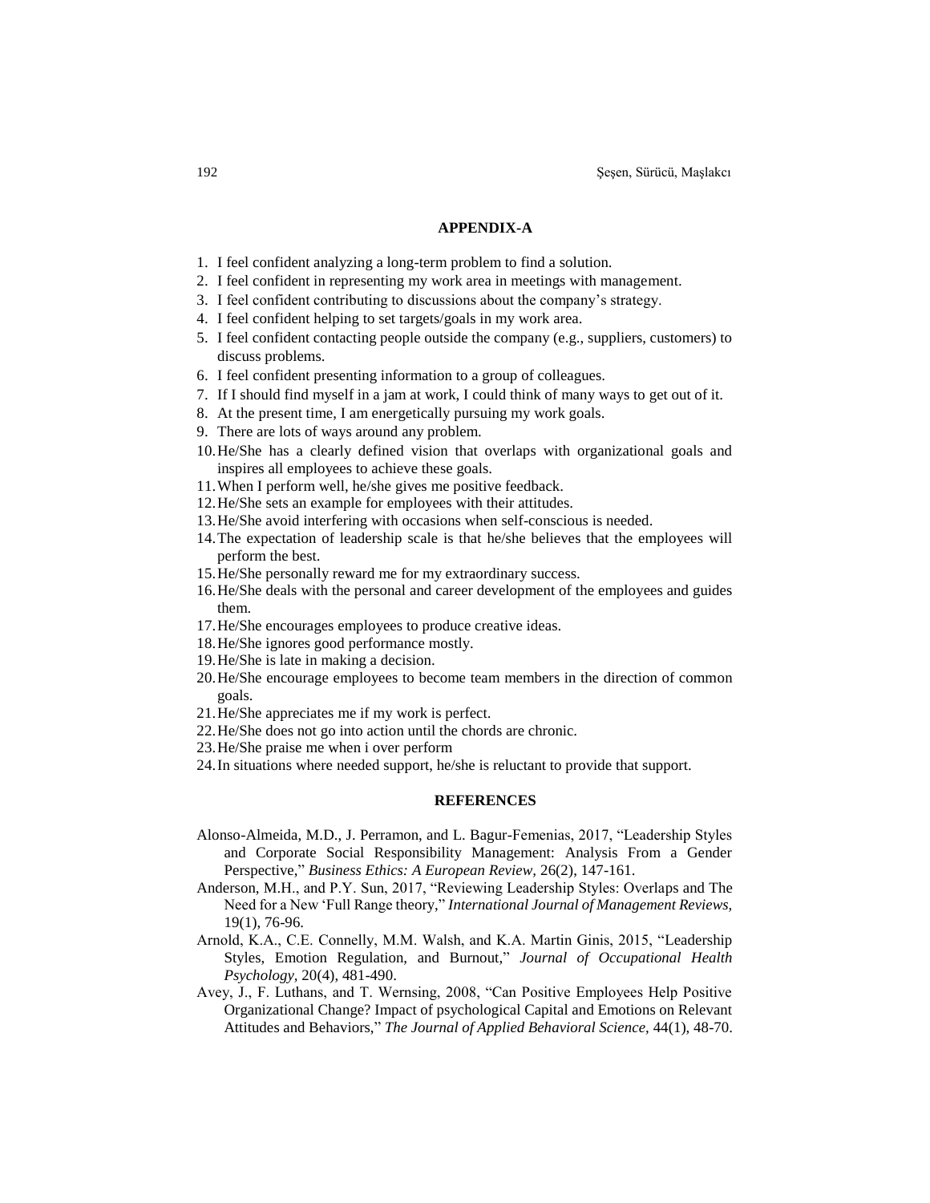## APPENDIX-A

1. I feel confident analyzing a long-term problem to find a solution.
2. I feel confident in representing my work area in meetings with management.
3. I feel confident contributing to discussions about the company's strategy.
4. I feel confident helping to set targets/goals in my work area.
5. I feel confident contacting people outside the company (e.g., suppliers, customers) to discuss problems.
6. I feel confident presenting information to a group of colleagues.
7. If I should find myself in a jam at work, I could think of many ways to get out of it.
8. At the present time, I am energetically pursuing my work goals.
9. There are lots of ways around any problem.
10. He/She has a clearly defined vision that overlaps with organizational goals and inspires all employees to achieve these goals.
11. When I perform well, he/she gives me positive feedback.
12. He/She sets an example for employees with their attitudes.
13. He/She avoid interfering with occasions when self-conscious is needed.
14. The expectation of leadership scale is that he/she believes that the employees will perform the best.
15. He/She personally reward me for my extraordinary success.
16. He/She deals with the personal and career development of the employees and guides them.
17. He/She encourages employees to produce creative ideas.
18. He/She ignores good performance mostly.
19. He/She is late in making a decision.
20. He/She encourage employees to become team members in the direction of common goals.
21. He/She appreciates me if my work is perfect.
22. He/She does not go into action until the chords are chronic.
23. He/She praise me when i over perform
24. In situations where needed support, he/she is reluctant to provide that support.

## REFERENCES

Alonso-Almeida, M.D., J. Perramon, and L. Bagur-Femenias, 2017, "Leadership Styles and Corporate Social Responsibility Management: Analysis From a Gender Perspective," *Business Ethics: A European Review,* 26(2), 147-161.

Anderson, M.H., and P.Y. Sun, 2017, "Reviewing Leadership Styles: Overlaps and The Need for a New 'Full Range theory," *International Journal of Management Reviews,* 19(1), 76-96.

Arnold, K.A., C.E. Connelly, M.M. Walsh, and K.A. Martin Ginis, 2015, "Leadership Styles, Emotion Regulation, and Burnout," *Journal of Occupational Health Psychology,* 20(4), 481-490.

Avey, J., F. Luthans, and T. Wernsing, 2008, "Can Positive Employees Help Positive Organizational Change? Impact of psychological Capital and Emotions on Relevant Attitudes and Behaviors," *The Journal of Applied Behavioral Science,* 44(1), 48-70.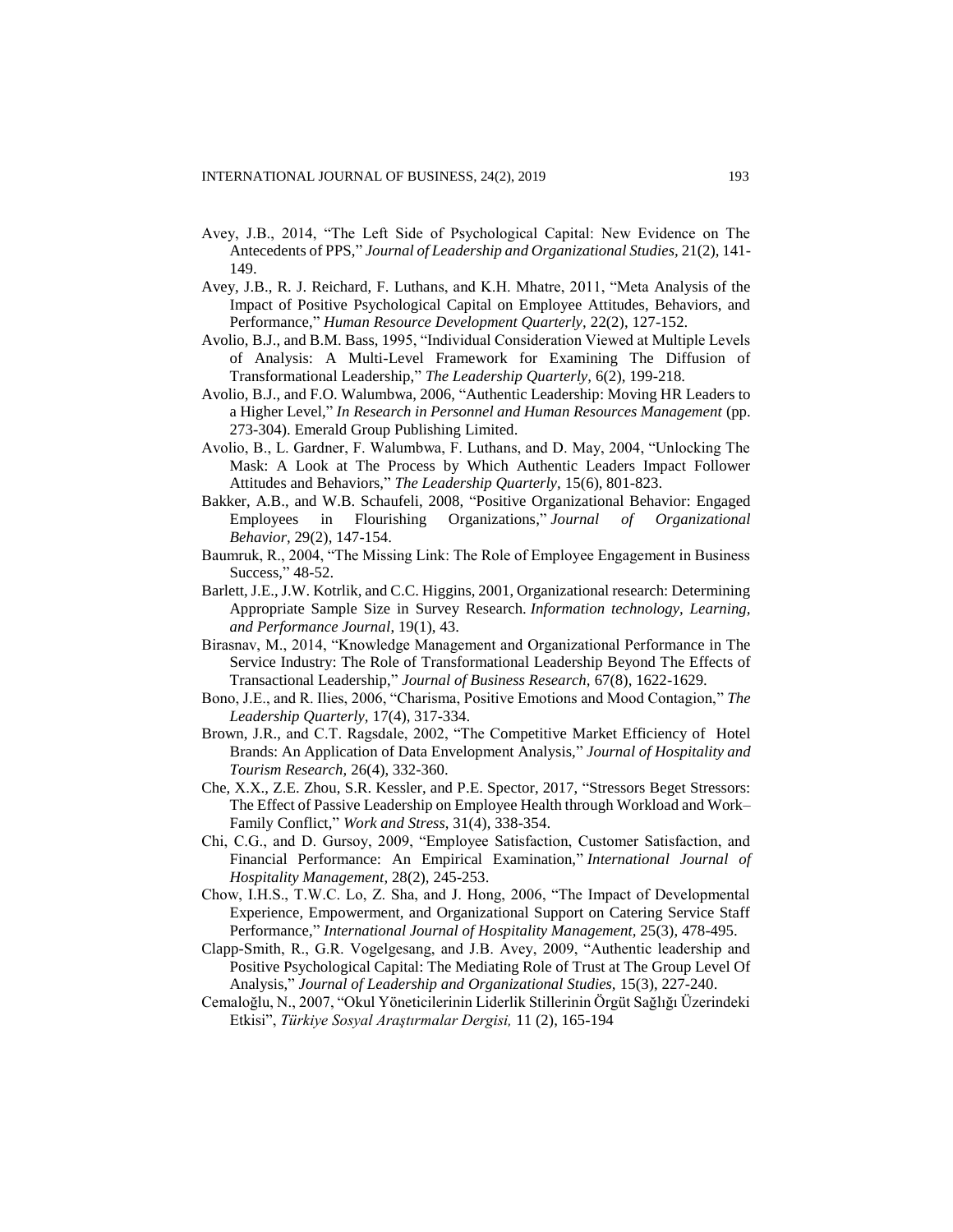Avey, J.B., 2014, "The Left Side of Psychological Capital: New Evidence on The Antecedents of PPS," *Journal of Leadership and Organizational Studies,* 21(2), 141-149.

Avey, J.B., R. J. Reichard, F. Luthans, and K.H. Mhatre, 2011, "Meta Analysis of the Impact of Positive Psychological Capital on Employee Attitudes, Behaviors, and Performance," *Human Resource Development Quarterly,* 22(2), 127-152.

Avolio, B.J., and B.M. Bass, 1995, "Individual Consideration Viewed at Multiple Levels of Analysis: A Multi-Level Framework for Examining The Diffusion of Transformational Leadership," *The Leadership Quarterly,* 6(2), 199-218.

Avolio, B.J., and F.O. Walumbwa, 2006, "Authentic Leadership: Moving HR Leaders to a Higher Level," *In Research in Personnel and Human Resources Management* (pp. 273-304). Emerald Group Publishing Limited.

Avolio, B., L. Gardner, F. Walumbwa, F. Luthans, and D. May, 2004, "Unlocking The Mask: A Look at The Process by Which Authentic Leaders Impact Follower Attitudes and Behaviors," *The Leadership Quarterly,* 15(6), 801-823.

Bakker, A.B., and W.B. Schaufeli, 2008, "Positive Organizational Behavior: Engaged Employees in Flourishing Organizations," *Journal of Organizational Behavior*, 29(2), 147-154.

Baumruk, R., 2004, "The Missing Link: The Role of Employee Engagement in Business Success," 48-52.

Barlett, J.E., J.W. Kotrlik, and C.C. Higgins, 2001, Organizational research: Determining Appropriate Sample Size in Survey Research. *Information technology, Learning, and Performance Journal,* 19(1), 43.

Birasnav, M., 2014, "Knowledge Management and Organizational Performance in The Service Industry: The Role of Transformational Leadership Beyond The Effects of Transactional Leadership," *Journal of Business Research,* 67(8), 1622-1629.

Bono, J.E., and R. Ilies, 2006, "Charisma, Positive Emotions and Mood Contagion," *The Leadership Quarterly,* 17(4), 317-334.

Brown, J.R., and C.T. Ragsdale, 2002, "The Competitive Market Efficiency of Hotel Brands: An Application of Data Envelopment Analysis," *Journal of Hospitality and Tourism Research,* 26(4), 332-360.

Che, X.X., Z.E. Zhou, S.R. Kessler, and P.E. Spector, 2017, "Stressors Beget Stressors: The Effect of Passive Leadership on Employee Health through Workload and Work–Family Conflict," *Work and Stress*, 31(4), 338-354.

Chi, C.G., and D. Gursoy, 2009, "Employee Satisfaction, Customer Satisfaction, and Financial Performance: An Empirical Examination," *International Journal of Hospitality Management,* 28(2), 245-253.

Chow, I.H.S., T.W.C. Lo, Z. Sha, and J. Hong, 2006, "The Impact of Developmental Experience, Empowerment, and Organizational Support on Catering Service Staff Performance," *International Journal of Hospitality Management,* 25(3), 478-495.

Clapp-Smith, R., G.R. Vogelgesang, and J.B. Avey, 2009, "Authentic leadership and Positive Psychological Capital: The Mediating Role of Trust at The Group Level Of Analysis," *Journal of Leadership and Organizational Studies,* 15(3), 227-240.

Cemaloğlu, N., 2007, "Okul Yöneticilerinin Liderlik Stillerinin Örgüt Sağlığı Üzerindeki Etkisi", *Türkiye Sosyal Araştırmalar Dergisi,* 11 (2), 165-194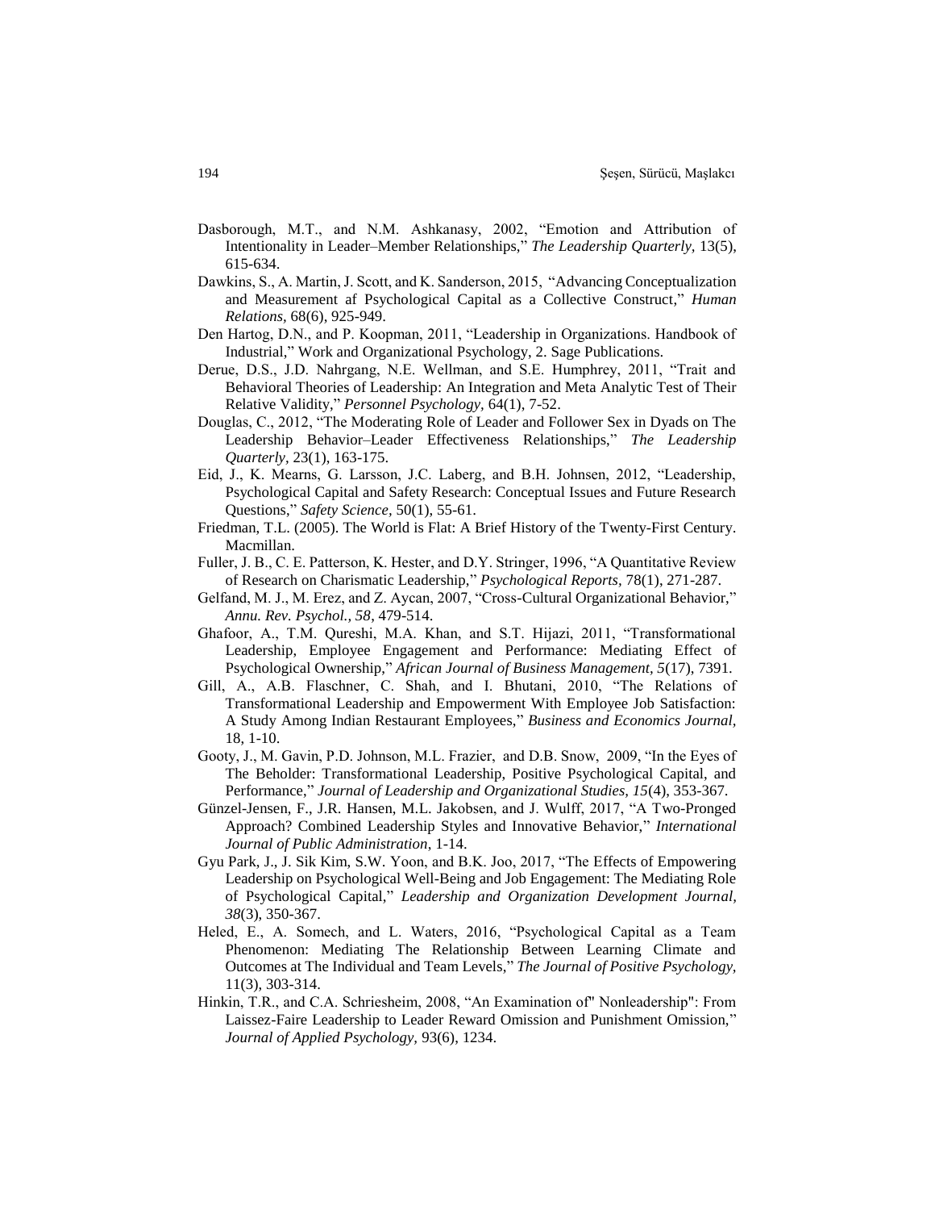Dasborough, M.T., and N.M. Ashkanasy, 2002, "Emotion and Attribution of Intentionality in Leader–Member Relationships," *The Leadership Quarterly,* 13(5), 615-634.

Dawkins, S., A. Martin, J. Scott, and K. Sanderson, 2015, "Advancing Conceptualization and Measurement af Psychological Capital as a Collective Construct," *Human Relations,* 68(6), 925-949.

Den Hartog, D.N., and P. Koopman, 2011, "Leadership in Organizations. Handbook of Industrial," Work and Organizational Psychology, 2. Sage Publications.

Derue, D.S., J.D. Nahrgang, N.E. Wellman, and S.E. Humphrey, 2011, "Trait and Behavioral Theories of Leadership: An Integration and Meta Analytic Test of Their Relative Validity," *Personnel Psychology,* 64(1), 7-52.

Douglas, C., 2012, "The Moderating Role of Leader and Follower Sex in Dyads on The Leadership Behavior–Leader Effectiveness Relationships," *The Leadership Quarterly,* 23(1), 163-175.

Eid, J., K. Mearns, G. Larsson, J.C. Laberg, and B.H. Johnsen, 2012, "Leadership, Psychological Capital and Safety Research: Conceptual Issues and Future Research Questions," *Safety Science,* 50(1), 55-61.

Friedman, T.L. (2005). The World is Flat: A Brief History of the Twenty-First Century. Macmillan.

Fuller, J. B., C. E. Patterson, K. Hester, and D.Y. Stringer, 1996, "A Quantitative Review of Research on Charismatic Leadership," *Psychological Reports,* 78(1), 271-287.

Gelfand, M. J., M. Erez, and Z. Aycan, 2007, "Cross-Cultural Organizational Behavior," *Annu. Rev. Psychol., 58*, 479-514.

Ghafoor, A., T.M. Qureshi, M.A. Khan, and S.T. Hijazi, 2011, "Transformational Leadership, Employee Engagement and Performance: Mediating Effect of Psychological Ownership," *African Journal of Business Management, 5*(17), 7391.

Gill, A., A.B. Flaschner, C. Shah, and I. Bhutani, 2010, "The Relations of Transformational Leadership and Empowerment With Employee Job Satisfaction: A Study Among Indian Restaurant Employees," *Business and Economics Journal,* 18, 1-10.

Gooty, J., M. Gavin, P.D. Johnson, M.L. Frazier, and D.B. Snow, 2009, "In the Eyes of The Beholder: Transformational Leadership, Positive Psychological Capital, and Performance," *Journal of Leadership and Organizational Studies, 15*(4), 353-367.

Günzel-Jensen, F., J.R. Hansen, M.L. Jakobsen, and J. Wulff, 2017, "A Two-Pronged Approach? Combined Leadership Styles and Innovative Behavior," *International Journal of Public Administration,* 1-14.

Gyu Park, J., J. Sik Kim, S.W. Yoon, and B.K. Joo, 2017, "The Effects of Empowering Leadership on Psychological Well-Being and Job Engagement: The Mediating Role of Psychological Capital," *Leadership and Organization Development Journal, 38*(3), 350-367.

Heled, E., A. Somech, and L. Waters, 2016, "Psychological Capital as a Team Phenomenon: Mediating The Relationship Between Learning Climate and Outcomes at The Individual and Team Levels," *The Journal of Positive Psychology,* 11(3), 303-314.

Hinkin, T.R., and C.A. Schriesheim, 2008, "An Examination of" Nonleadership": From Laissez-Faire Leadership to Leader Reward Omission and Punishment Omission," *Journal of Applied Psychology,* 93(6), 1234.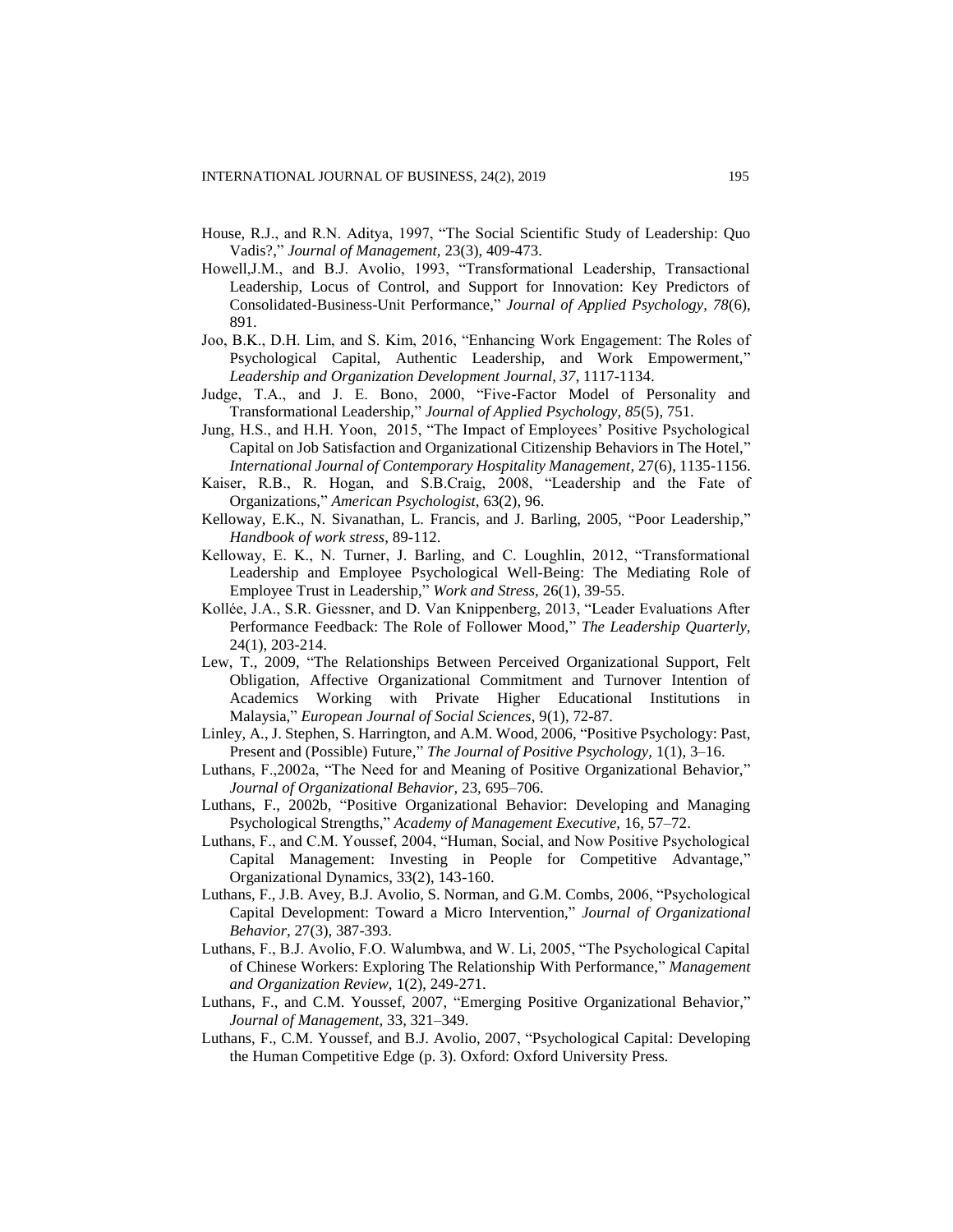House, R.J., and R.N. Aditya, 1997, "The Social Scientific Study of Leadership: Quo Vadis?," *Journal of Management*, 23(3), 409-473.

Howell,J.M., and B.J. Avolio, 1993, "Transformational Leadership, Transactional Leadership, Locus of Control, and Support for Innovation: Key Predictors of Consolidated-Business-Unit Performance," *Journal of Applied Psychology*, *78*(6), 891.

Joo, B.K., D.H. Lim, and S. Kim, 2016, "Enhancing Work Engagement: The Roles of Psychological Capital, Authentic Leadership, and Work Empowerment," *Leadership and Organization Development Journal, 37*, 1117-1134.

Judge, T.A., and J. E. Bono, 2000, "Five-Factor Model of Personality and Transformational Leadership," *Journal of Applied Psychology*, *85*(5), 751.

Jung, H.S., and H.H. Yoon, 2015, "The Impact of Employees' Positive Psychological Capital on Job Satisfaction and Organizational Citizenship Behaviors in The Hotel," *International Journal of Contemporary Hospitality Management*, 27(6), 1135-1156.

Kaiser, R.B., R. Hogan, and S.B.Craig, 2008, "Leadership and the Fate of Organizations," *American Psychologist*, 63(2), 96.

Kelloway, E.K., N. Sivanathan, L. Francis, and J. Barling, 2005, "Poor Leadership," *Handbook of work stress*, 89-112.

Kelloway, E. K., N. Turner, J. Barling, and C. Loughlin, 2012, "Transformational Leadership and Employee Psychological Well-Being: The Mediating Role of Employee Trust in Leadership," *Work and Stress*, 26(1), 39-55.

Kollée, J.A., S.R. Giessner, and D. Van Knippenberg, 2013, "Leader Evaluations After Performance Feedback: The Role of Follower Mood," *The Leadership Quarterly*, 24(1), 203-214.

Lew, T., 2009, "The Relationships Between Perceived Organizational Support, Felt Obligation, Affective Organizational Commitment and Turnover Intention of Academics Working with Private Higher Educational Institutions in Malaysia," *European Journal of Social Sciences*, 9(1), 72-87.

Linley, A., J. Stephen, S. Harrington, and A.M. Wood, 2006, "Positive Psychology: Past, Present and (Possible) Future," *The Journal of Positive Psychology*, 1(1), 3–16.

Luthans, F.,2002a, "The Need for and Meaning of Positive Organizational Behavior," *Journal of Organizational Behavior*, 23, 695–706.

Luthans, F., 2002b, "Positive Organizational Behavior: Developing and Managing Psychological Strengths," *Academy of Management Executive*, 16, 57–72.

Luthans, F., and C.M. Youssef, 2004, "Human, Social, and Now Positive Psychological Capital Management: Investing in People for Competitive Advantage," Organizational Dynamics, 33(2), 143-160.

Luthans, F., J.B. Avey, B.J. Avolio, S. Norman, and G.M. Combs, 2006, "Psychological Capital Development: Toward a Micro Intervention," *Journal of Organizational Behavior*, 27(3), 387-393.

Luthans, F., B.J. Avolio, F.O. Walumbwa, and W. Li, 2005, "The Psychological Capital of Chinese Workers: Exploring The Relationship With Performance," *Management and Organization Review*, 1(2), 249-271.

Luthans, F., and C.M. Youssef, 2007, "Emerging Positive Organizational Behavior," *Journal of Management*, 33, 321–349.

Luthans, F., C.M. Youssef, and B.J. Avolio, 2007, "Psychological Capital: Developing the Human Competitive Edge (p. 3). Oxford: Oxford University Press.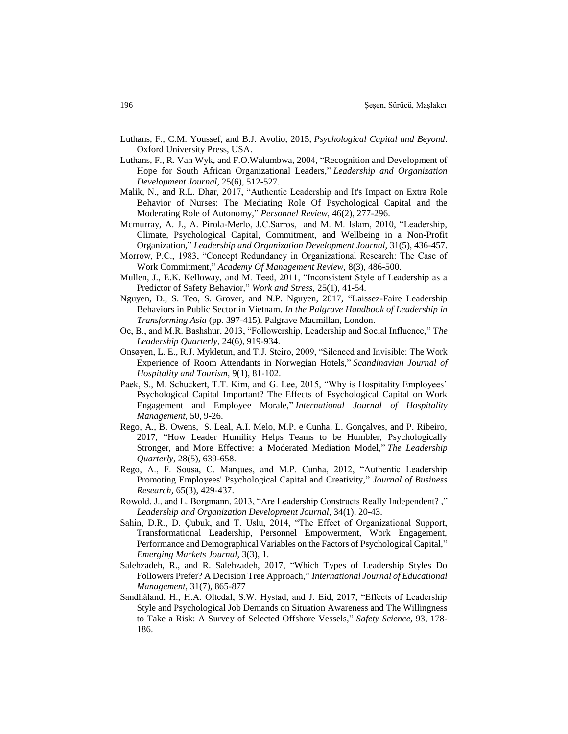Luthans, F., C.M. Youssef, and B.J. Avolio, 2015, *Psychological Capital and Beyond*. Oxford University Press, USA.

Luthans, F., R. Van Wyk, and F.O.Walumbwa, 2004, "Recognition and Development of Hope for South African Organizational Leaders," *Leadership and Organization Development Journal*, 25(6), 512-527.

Malik, N., and R.L. Dhar, 2017, "Authentic Leadership and It's Impact on Extra Role Behavior of Nurses: The Mediating Role Of Psychological Capital and the Moderating Role of Autonomy," *Personnel Review,* 46(2), 277-296.

Mcmurray, A. J., A. Pirola-Merlo, J.C.Sarros, and M. M. Islam, 2010, "Leadership, Climate, Psychological Capital, Commitment, and Wellbeing in a Non-Profit Organization," *Leadership and Organization Development Journal,* 31(5), 436-457.

Morrow, P.C., 1983, "Concept Redundancy in Organizational Research: The Case of Work Commitment," *Academy Of Management Review,* 8(3), 486-500.

Mullen, J., E.K. Kelloway, and M. Teed, 2011, "Inconsistent Style of Leadership as a Predictor of Safety Behavior," *Work and Stress,* 25(1), 41-54.

Nguyen, D., S. Teo, S. Grover, and N.P. Nguyen, 2017, "Laissez-Faire Leadership Behaviors in Public Sector in Vietnam. *In the Palgrave Handbook of Leadership in Transforming Asia* (pp. 397-415). Palgrave Macmillan, London.

Oc, B., and M.R. Bashshur, 2013, "Followership, Leadership and Social Influence," T*he Leadership Quarterly,* 24(6), 919-934.

Onsøyen, L. E., R.J. Mykletun, and T.J. Steiro, 2009, "Silenced and Invisible: The Work Experience of Room Attendants in Norwegian Hotels," *Scandinavian Journal of Hospitality and Tourism,* 9(1), 81-102.

Paek, S., M. Schuckert, T.T. Kim, and G. Lee, 2015, "Why is Hospitality Employees' Psychological Capital Important? The Effects of Psychological Capital on Work Engagement and Employee Morale," *International Journal of Hospitality Management,* 50, 9-26.

Rego, A., B. Owens, S. Leal, A.I. Melo, M.P. e Cunha, L. Gonçalves, and P. Ribeiro, 2017, "How Leader Humility Helps Teams to be Humbler, Psychologically Stronger, and More Effective: a Moderated Mediation Model," *The Leadership Quarterly*, 28(5), 639-658.

Rego, A., F. Sousa, C. Marques, and M.P. Cunha, 2012, "Authentic Leadership Promoting Employees' Psychological Capital and Creativity," *Journal of Business Research*, 65(3), 429-437.

Rowold, J., and L. Borgmann, 2013, "Are Leadership Constructs Really Independent? ," *Leadership and Organization Development Journal*, 34(1), 20-43.

Sahin, D.R., D. Çubuk, and T. Uslu, 2014, "The Effect of Organizational Support, Transformational Leadership, Personnel Empowerment, Work Engagement, Performance and Demographical Variables on the Factors of Psychological Capital," *Emerging Markets Journal,* 3(3), 1.

Salehzadeh, R., and R. Salehzadeh, 2017, "Which Types of Leadership Styles Do Followers Prefer? A Decision Tree Approach," *International Journal of Educational Management*, 31(7), 865-877

Sandhåland, H., H.A. Oltedal, S.W. Hystad, and J. Eid, 2017, "Effects of Leadership Style and Psychological Job Demands on Situation Awareness and The Willingness to Take a Risk: A Survey of Selected Offshore Vessels," *Safety Science,* 93, 178-186.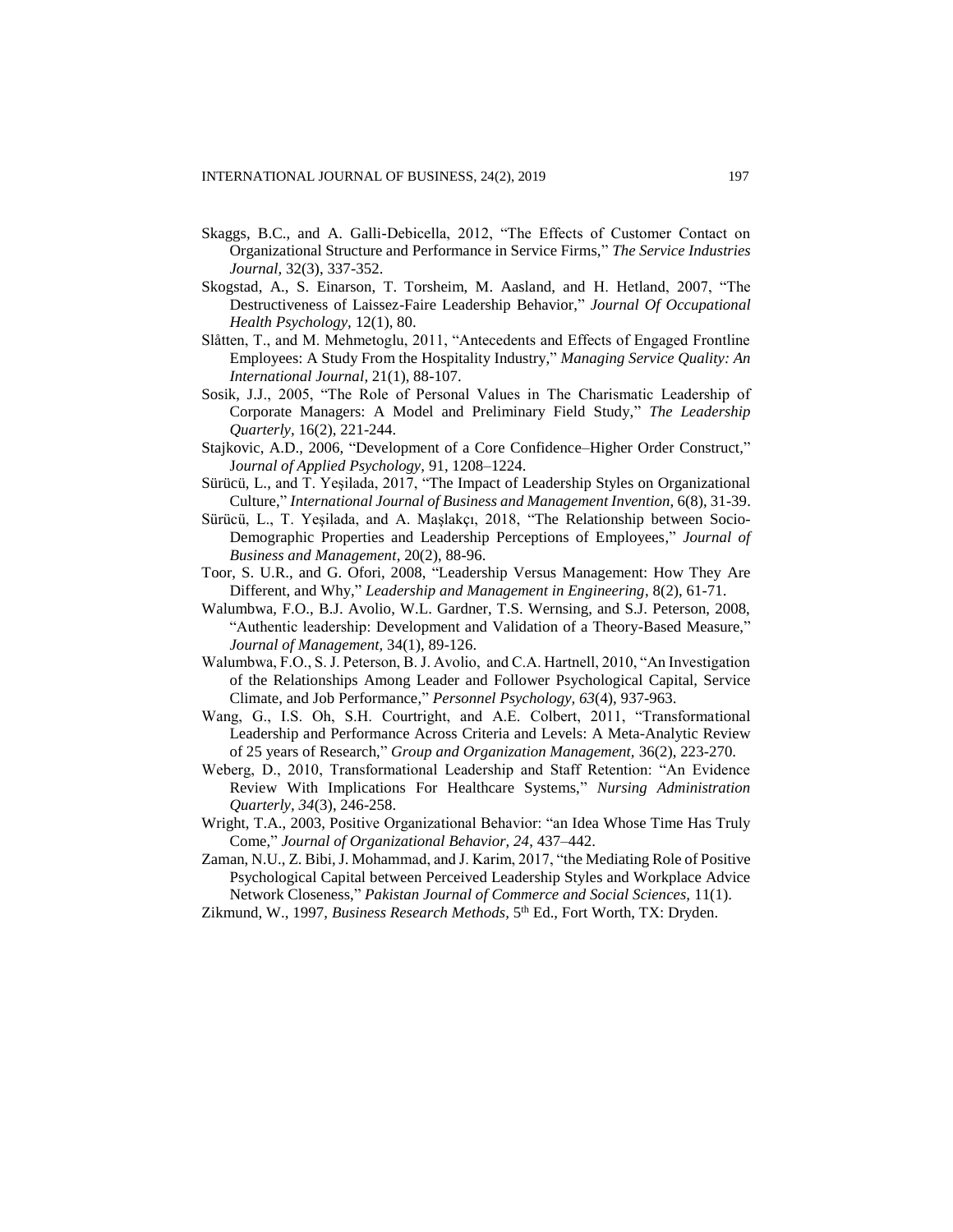Skaggs, B.C., and A. Galli-Debicella, 2012, "The Effects of Customer Contact on Organizational Structure and Performance in Service Firms," *The Service Industries Journal,* 32(3), 337-352.

Skogstad, A., S. Einarson, T. Torsheim, M. Aasland, and H. Hetland, 2007, "The Destructiveness of Laissez-Faire Leadership Behavior," *Journal Of Occupational Health Psychology,* 12(1), 80.

Slåtten, T., and M. Mehmetoglu, 2011, "Antecedents and Effects of Engaged Frontline Employees: A Study From the Hospitality Industry," *Managing Service Quality: An International Journal,* 21(1), 88-107.

Sosik, J.J., 2005, "The Role of Personal Values in The Charismatic Leadership of Corporate Managers: A Model and Preliminary Field Study," *The Leadership Quarterly,* 16(2), 221-244.

Stajkovic, A.D., 2006, "Development of a Core Confidence–Higher Order Construct," *Journal of Applied Psychology,* 91, 1208–1224.

Sürücü, L., and T. Yeşilada, 2017, "The Impact of Leadership Styles on Organizational Culture," *International Journal of Business and Management Invention,* 6(8), 31-39.

Sürücü, L., T. Yeşilada, and A. Maşlakçı, 2018, "The Relationship between Socio-Demographic Properties and Leadership Perceptions of Employees," *Journal of Business and Management*, 20(2), 88-96.

Toor, S. U.R., and G. Ofori, 2008, "Leadership Versus Management: How They Are Different, and Why," *Leadership and Management in Engineering*, 8(2), 61-71.

Walumbwa, F.O., B.J. Avolio, W.L. Gardner, T.S. Wernsing, and S.J. Peterson, 2008, "Authentic leadership: Development and Validation of a Theory-Based Measure," *Journal of Management,* 34(1), 89-126.

Walumbwa, F.O., S. J. Peterson, B. J. Avolio, and C.A. Hartnell, 2010, "An Investigation of the Relationships Among Leader and Follower Psychological Capital, Service Climate, and Job Performance," *Personnel Psychology, 63*(4), 937-963.

Wang, G., I.S. Oh, S.H. Courtright, and A.E. Colbert, 2011, "Transformational Leadership and Performance Across Criteria and Levels: A Meta-Analytic Review of 25 years of Research," *Group and Organization Management,* 36(2), 223-270.

Weberg, D., 2010, Transformational Leadership and Staff Retention: "An Evidence Review With Implications For Healthcare Systems," *Nursing Administration Quarterly, 34*(3), 246-258.

Wright, T.A., 2003, Positive Organizational Behavior: "an Idea Whose Time Has Truly Come," *Journal of Organizational Behavior, 24*, 437–442.

Zaman, N.U., Z. Bibi, J. Mohammad, and J. Karim, 2017, "the Mediating Role of Positive Psychological Capital between Perceived Leadership Styles and Workplace Advice Network Closeness," *Pakistan Journal of Commerce and Social Sciences,* 11(1).

Zikmund, W., 1997, *Business Research Methods,* 5th Ed., Fort Worth, TX: Dryden.